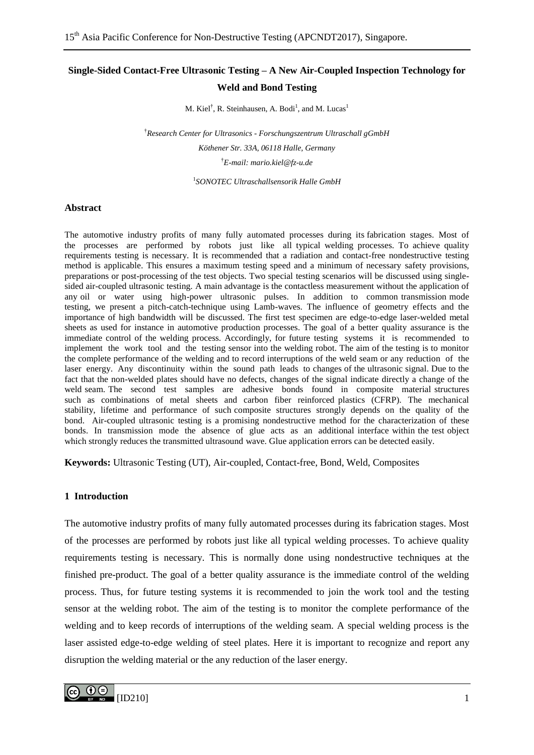# Single-Sided Contact-Free Ultrasonic Testing – A New Air-Coupled Inspection Technology for Weld and Bond Testing

M. Kiel[†], R. Steinhausen, A. Bodi[1], and M. Lucas[1]

[†]*Research Center for Ultrasonics - Forschungszentrum Ultraschall gGmbH*

*Köthener Str. 33A, 06118 Halle, Germany*

[†]*E-mail: mario.kiel@fz-u.de*

[1]*SONOTEC Ultraschallsensorik Halle GmbH*

## Abstract

The automotive industry profits of many fully automated processes during its fabrication stages. Most of the processes are performed by robots just like all typical welding processes. To achieve quality requirements testing is necessary. It is recommended that a radiation and contact-free nondestructive testing method is applicable. This ensures a maximum testing speed and a minimum of necessary safety provisions, preparations or post-processing of the test objects. Two special testing scenarios will be discussed using single-sided air-coupled ultrasonic testing. A main advantage is the contactless measurement without the application of any oil or water using high-power ultrasonic pulses. In addition to common transmission mode testing, we present a pitch-catch-technique using Lamb-waves. The influence of geometry effects and the importance of high bandwidth will be discussed. The first test specimen are edge-to-edge laser-welded metal sheets as used for instance in automotive production processes. The goal of a better quality assurance is the immediate control of the welding process. Accordingly, for future testing systems it is recommended to implement the work tool and the testing sensor into the welding robot. The aim of the testing is to monitor the complete performance of the welding and to record interruptions of the weld seam or any reduction of the laser energy. Any discontinuity within the sound path leads to changes of the ultrasonic signal. Due to the fact that the non-welded plates should have no defects, changes of the signal indicate directly a change of the weld seam. The second test samples are adhesive bonds found in composite material structures such as combinations of metal sheets and carbon fiber reinforced plastics (CFRP). The mechanical stability, lifetime and performance of such composite structures strongly depends on the quality of the bond. Air-coupled ultrasonic testing is a promising nondestructive method for the characterization of these bonds. In transmission mode the absence of glue acts as an additional interface within the test object which strongly reduces the transmitted ultrasound wave. Glue application errors can be detected easily.

**Keywords:** Ultrasonic Testing (UT), Air-coupled, Contact-free, Bond, Weld, Composites

## 1 Introduction

The automotive industry profits of many fully automated processes during its fabrication stages. Most of the processes are performed by robots just like all typical welding processes. To achieve quality requirements testing is necessary. This is normally done using nondestructive techniques at the finished pre-product. The goal of a better quality assurance is the immediate control of the welding process. Thus, for future testing systems it is recommended to join the work tool and the testing sensor at the welding robot. The aim of the testing is to monitor the complete performance of the welding and to keep records of interruptions of the welding seam. A special welding process is the laser assisted edge-to-edge welding of steel plates. Here it is important to recognize and report any disruption the welding material or the any reduction of the laser energy.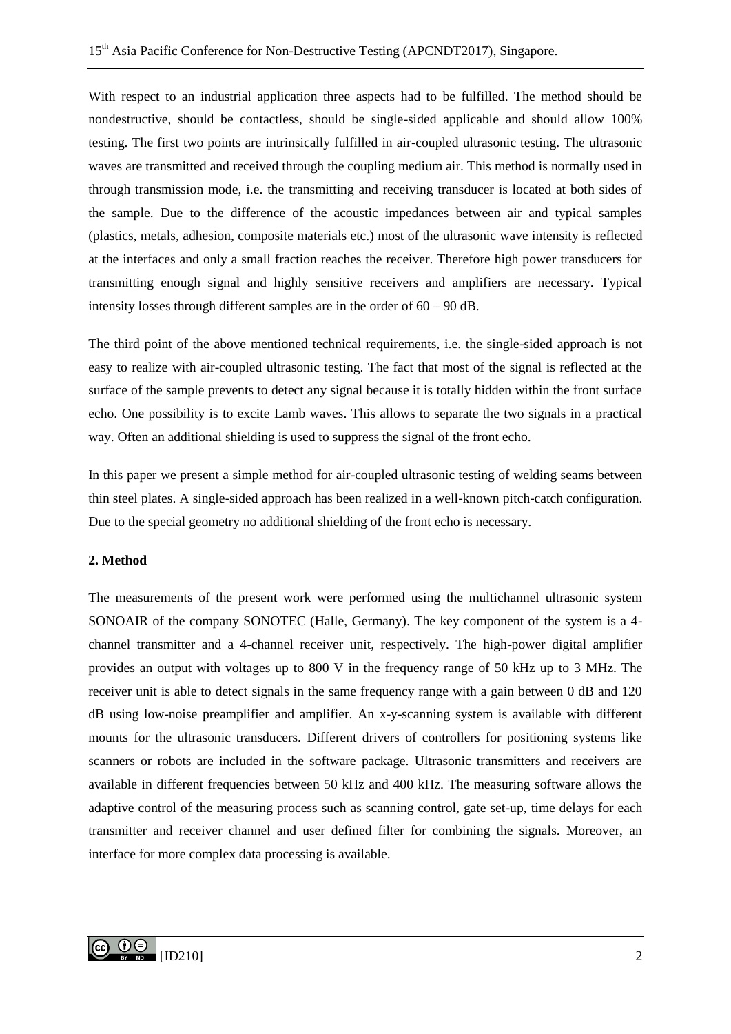With respect to an industrial application three aspects had to be fulfilled. The method should be nondestructive, should be contactless, should be single-sided applicable and should allow 100% testing. The first two points are intrinsically fulfilled in air-coupled ultrasonic testing. The ultrasonic waves are transmitted and received through the coupling medium air. This method is normally used in through transmission mode, i.e. the transmitting and receiving transducer is located at both sides of the sample. Due to the difference of the acoustic impedances between air and typical samples (plastics, metals, adhesion, composite materials etc.) most of the ultrasonic wave intensity is reflected at the interfaces and only a small fraction reaches the receiver. Therefore high power transducers for transmitting enough signal and highly sensitive receivers and amplifiers are necessary. Typical intensity losses through different samples are in the order of 60 – 90 dB.

The third point of the above mentioned technical requirements, i.e. the single-sided approach is not easy to realize with air-coupled ultrasonic testing. The fact that most of the signal is reflected at the surface of the sample prevents to detect any signal because it is totally hidden within the front surface echo. One possibility is to excite Lamb waves. This allows to separate the two signals in a practical way. Often an additional shielding is used to suppress the signal of the front echo.

In this paper we present a simple method for air-coupled ultrasonic testing of welding seams between thin steel plates. A single-sided approach has been realized in a well-known pitch-catch configuration. Due to the special geometry no additional shielding of the front echo is necessary.

## 2. Method

The measurements of the present work were performed using the multichannel ultrasonic system SONOAIR of the company SONOTEC (Halle, Germany). The key component of the system is a 4-channel transmitter and a 4-channel receiver unit, respectively. The high-power digital amplifier provides an output with voltages up to 800 V in the frequency range of 50 kHz up to 3 MHz. The receiver unit is able to detect signals in the same frequency range with a gain between 0 dB and 120 dB using low-noise preamplifier and amplifier. An x-y-scanning system is available with different mounts for the ultrasonic transducers. Different drivers of controllers for positioning systems like scanners or robots are included in the software package. Ultrasonic transmitters and receivers are available in different frequencies between 50 kHz and 400 kHz. The measuring software allows the adaptive control of the measuring process such as scanning control, gate set-up, time delays for each transmitter and receiver channel and user defined filter for combining the signals. Moreover, an interface for more complex data processing is available.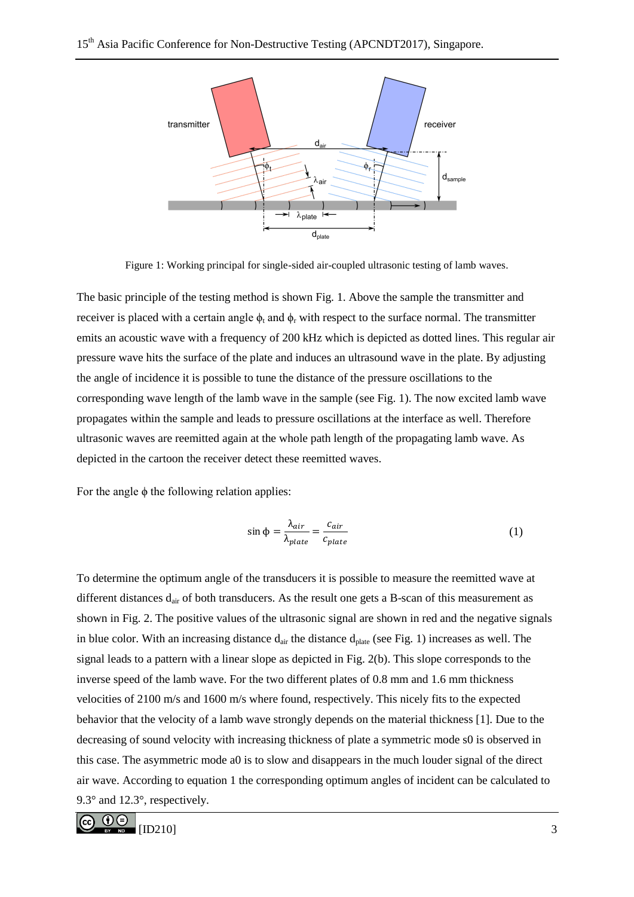Figure 1: Working principal for single-sided air-coupled ultrasonic testing of lamb waves.

The basic principle of the testing method is shown Fig. 1. Above the sample the transmitter and receiver is placed with a certain angle $\phi_t$ and $\phi_r$ with respect to the surface normal. The transmitter emits an acoustic wave with a frequency of 200 kHz which is depicted as dotted lines. This regular air pressure wave hits the surface of the plate and induces an ultrasound wave in the plate. By adjusting the angle of incidence it is possible to tune the distance of the pressure oscillations to the corresponding wave length of the lamb wave in the sample (see Fig. 1). The now excited lamb wave propagates within the sample and leads to pressure oscillations at the interface as well. Therefore ultrasonic waves are reemitted again at the whole path length of the propagating lamb wave. As depicted in the cartoon the receiver detect these reemitted waves.

For the angle $\phi$ the following relation applies:

$$\sin \phi = \frac{\lambda_{air}}{\lambda_{plate}} = \frac{c_{air}}{c_{plate}} \tag{1}$$

To determine the optimum angle of the transducers it is possible to measure the reemitted wave at different distances $d_{air}$ of both transducers. As the result one gets a B-scan of this measurement as shown in Fig. 2. The positive values of the ultrasonic signal are shown in red and the negative signals in blue color. With an increasing distance $d_{air}$ the distance $d_{plate}$ (see Fig. 1) increases as well. The signal leads to a pattern with a linear slope as depicted in Fig. 2(b). This slope corresponds to the inverse speed of the lamb wave. For the two different plates of 0.8 mm and 1.6 mm thickness velocities of 2100 m/s and 1600 m/s where found, respectively. This nicely fits to the expected behavior that the velocity of a lamb wave strongly depends on the material thickness [1]. Due to the decreasing of sound velocity with increasing thickness of plate a symmetric mode s0 is observed in this case. The asymmetric mode a0 is to slow and disappears in the much louder signal of the direct air wave. According to equation 1 the corresponding optimum angles of incident can be calculated to 9.3° and 12.3°, respectively.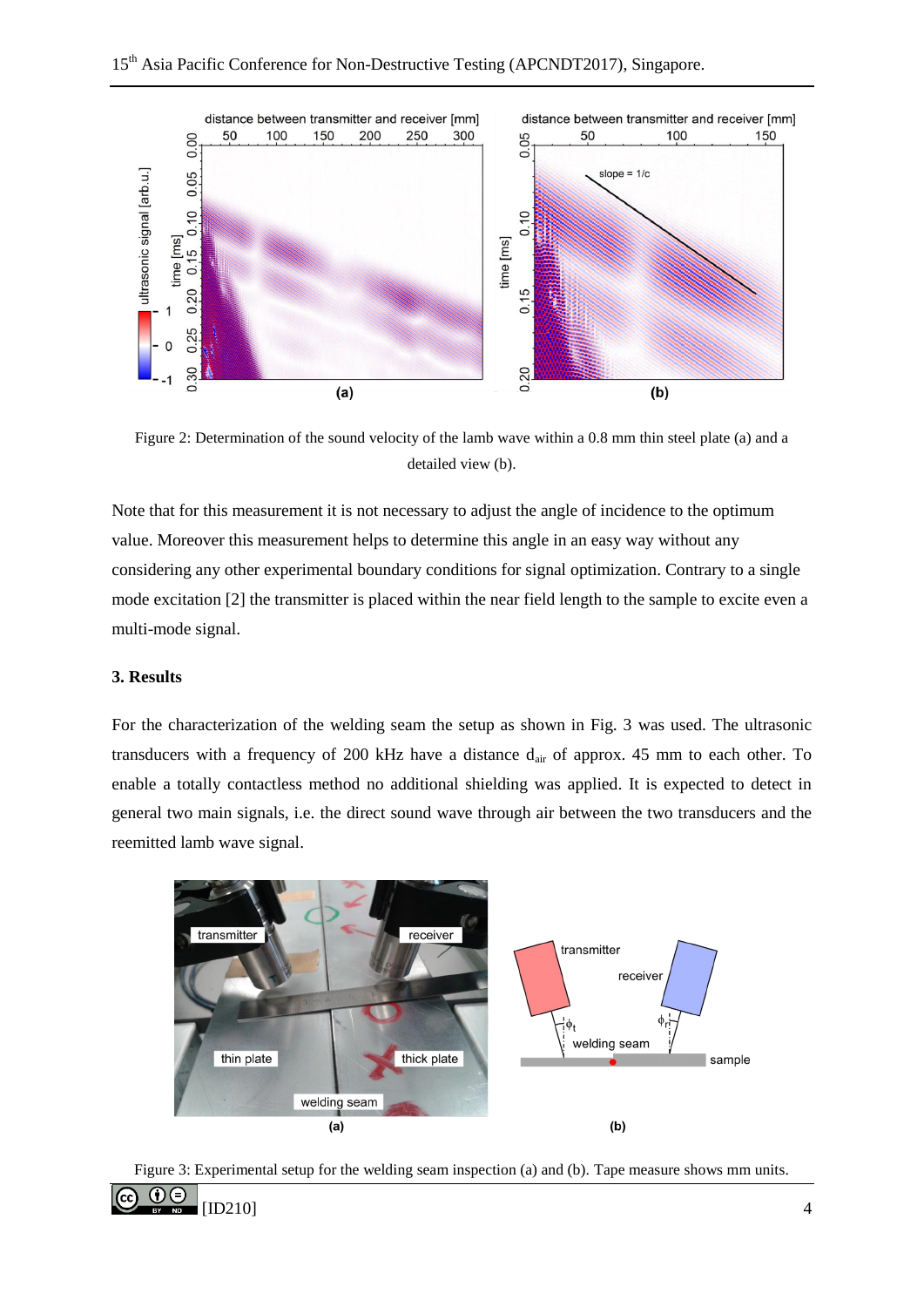Figure 2: Determination of the sound velocity of the lamb wave within a 0.8 mm thin steel plate (a) and a detailed view (b).

Note that for this measurement it is not necessary to adjust the angle of incidence to the optimum value. Moreover this measurement helps to determine this angle in an easy way without any considering any other experimental boundary conditions for signal optimization. Contrary to a single mode excitation [2] the transmitter is placed within the near field length to the sample to excite even a multi-mode signal.

**3. Results**

For the characterization of the welding seam the setup as shown in Fig. 3 was used. The ultrasonic transducers with a frequency of 200 kHz have a distance $d_{air}$ of approx. 45 mm to each other. To enable a totally contactless method no additional shielding was applied. It is expected to detect in general two main signals, i.e. the direct sound wave through air between the two transducers and the reemitted lamb wave signal.

Figure 3: Experimental setup for the welding seam inspection (a) and (b). Tape measure shows mm units.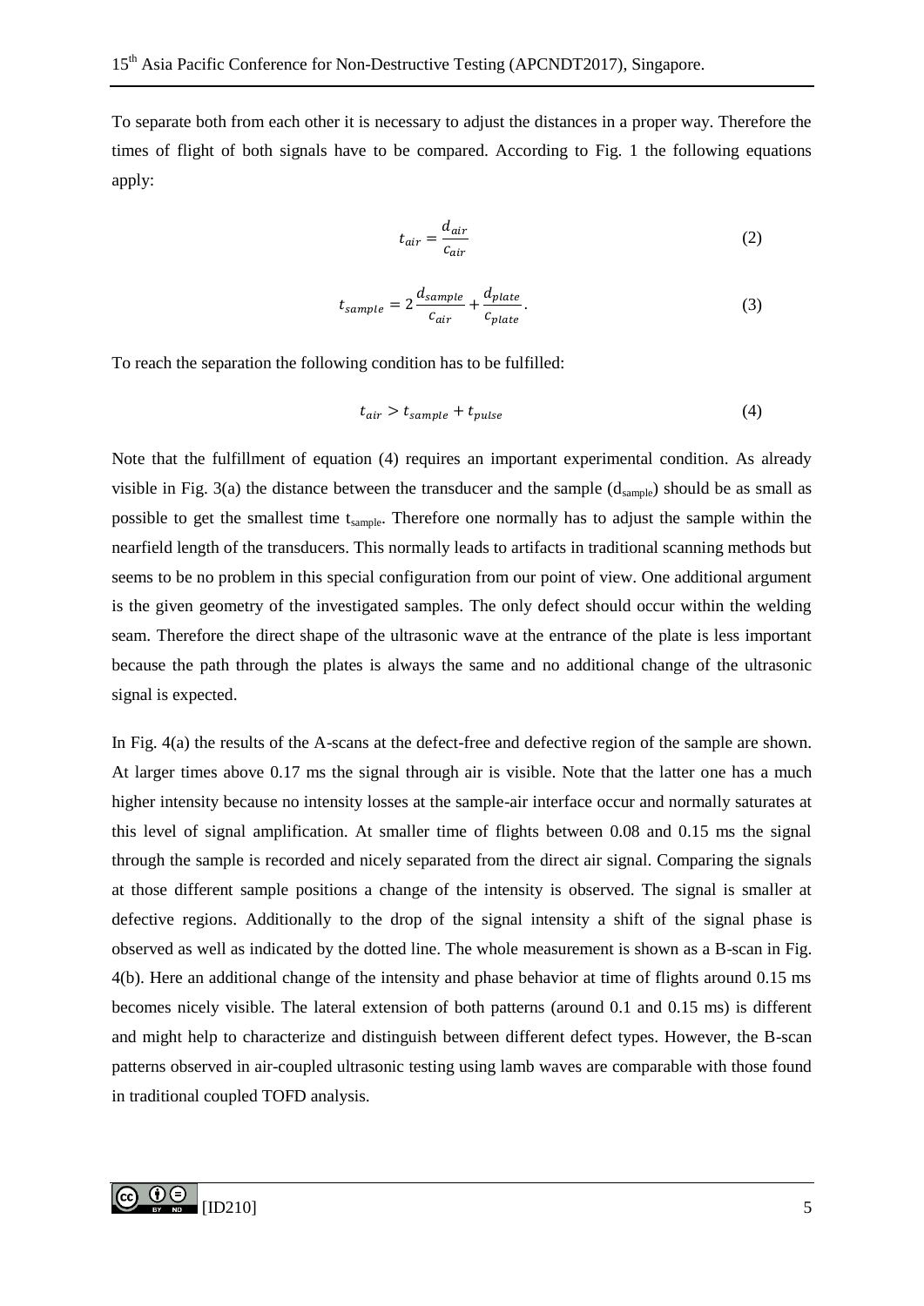To separate both from each other it is necessary to adjust the distances in a proper way. Therefore the times of flight of both signals have to be compared. According to Fig. 1 the following equations apply:

$$t_{air} = \frac{d_{air}}{c_{air}} \tag{2}$$

$$t_{sample} = 2\frac{d_{sample}}{c_{air}} + \frac{d_{plate}}{c_{plate}}. \tag{3}$$

To reach the separation the following condition has to be fulfilled:

$$t_{air} > t_{sample} + t_{pulse} \tag{4}$$

Note that the fulfillment of equation (4) requires an important experimental condition. As already visible in Fig. 3(a) the distance between the transducer and the sample ($d_{sample}$) should be as small as possible to get the smallest time $t_{sample}$. Therefore one normally has to adjust the sample within the nearfield length of the transducers. This normally leads to artifacts in traditional scanning methods but seems to be no problem in this special configuration from our point of view. One additional argument is the given geometry of the investigated samples. The only defect should occur within the welding seam. Therefore the direct shape of the ultrasonic wave at the entrance of the plate is less important because the path through the plates is always the same and no additional change of the ultrasonic signal is expected.

In Fig. 4(a) the results of the A-scans at the defect-free and defective region of the sample are shown. At larger times above 0.17 ms the signal through air is visible. Note that the latter one has a much higher intensity because no intensity losses at the sample-air interface occur and normally saturates at this level of signal amplification. At smaller time of flights between 0.08 and 0.15 ms the signal through the sample is recorded and nicely separated from the direct air signal. Comparing the signals at those different sample positions a change of the intensity is observed. The signal is smaller at defective regions. Additionally to the drop of the signal intensity a shift of the signal phase is observed as well as indicated by the dotted line. The whole measurement is shown as a B-scan in Fig. 4(b). Here an additional change of the intensity and phase behavior at time of flights around 0.15 ms becomes nicely visible. The lateral extension of both patterns (around 0.1 and 0.15 ms) is different and might help to characterize and distinguish between different defect types. However, the B-scan patterns observed in air-coupled ultrasonic testing using lamb waves are comparable with those found in traditional coupled TOFD analysis.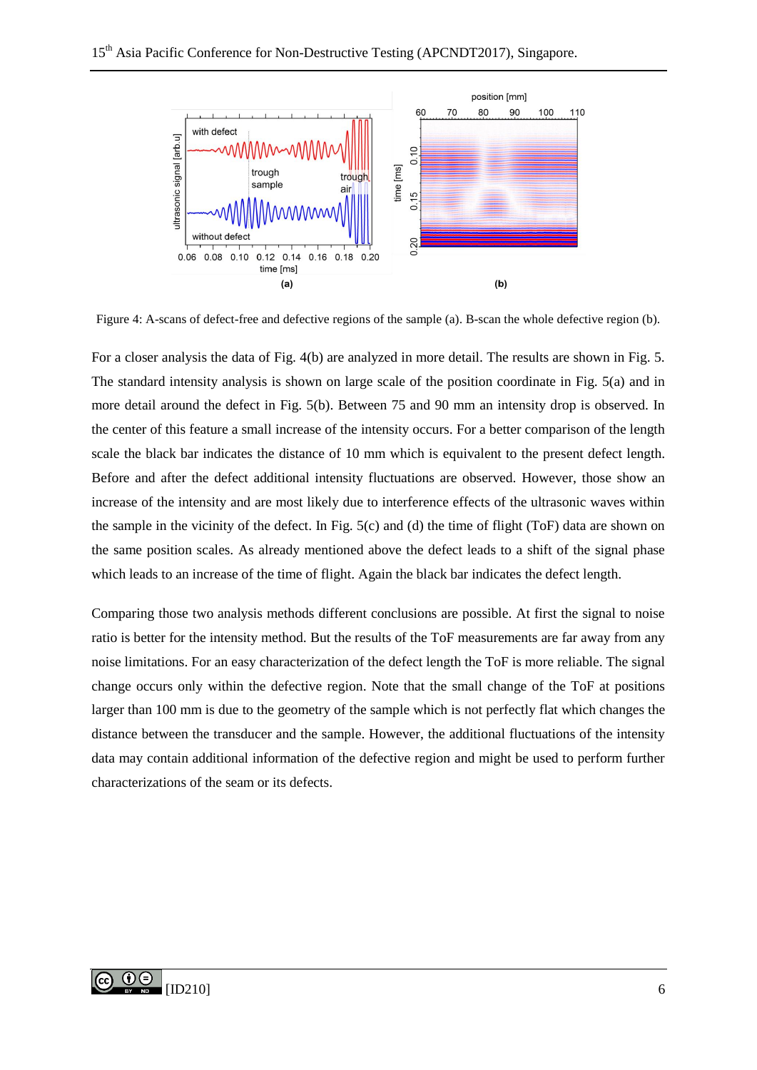Figure 4: A-scans of defect-free and defective regions of the sample (a). B-scan the whole defective region (b).

For a closer analysis the data of Fig. 4(b) are analyzed in more detail. The results are shown in Fig. 5. The standard intensity analysis is shown on large scale of the position coordinate in Fig. 5(a) and in more detail around the defect in Fig. 5(b). Between 75 and 90 mm an intensity drop is observed. In the center of this feature a small increase of the intensity occurs. For a better comparison of the length scale the black bar indicates the distance of 10 mm which is equivalent to the present defect length. Before and after the defect additional intensity fluctuations are observed. However, those show an increase of the intensity and are most likely due to interference effects of the ultrasonic waves within the sample in the vicinity of the defect. In Fig. 5(c) and (d) the time of flight (ToF) data are shown on the same position scales. As already mentioned above the defect leads to a shift of the signal phase which leads to an increase of the time of flight. Again the black bar indicates the defect length.

Comparing those two analysis methods different conclusions are possible. At first the signal to noise ratio is better for the intensity method. But the results of the ToF measurements are far away from any noise limitations. For an easy characterization of the defect length the ToF is more reliable. The signal change occurs only within the defective region. Note that the small change of the ToF at positions larger than 100 mm is due to the geometry of the sample which is not perfectly flat which changes the distance between the transducer and the sample. However, the additional fluctuations of the intensity data may contain additional information of the defective region and might be used to perform further characterizations of the seam or its defects.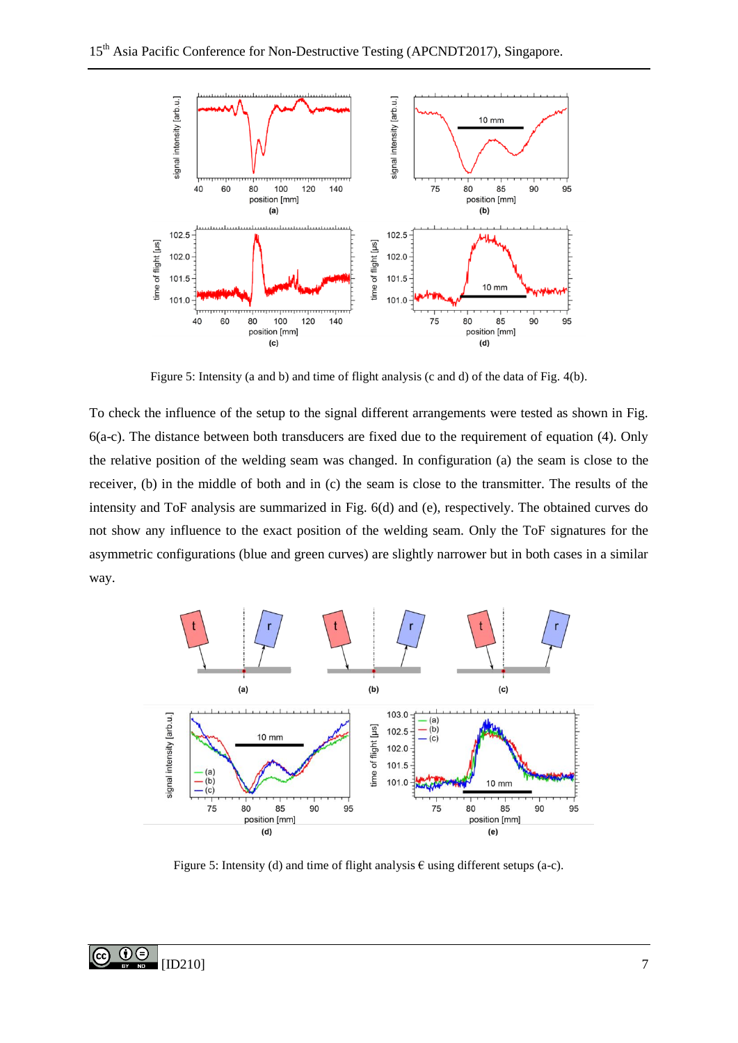Figure 5: Intensity (a and b) and time of flight analysis (c and d) of the data of Fig. 4(b).

To check the influence of the setup to the signal different arrangements were tested as shown in Fig. 6(a-c). The distance between both transducers are fixed due to the requirement of equation (4). Only the relative position of the welding seam was changed. In configuration (a) the seam is close to the receiver, (b) in the middle of both and in (c) the seam is close to the transmitter. The results of the intensity and ToF analysis are summarized in Fig. 6(d) and (e), respectively. The obtained curves do not show any influence to the exact position of the welding seam. Only the ToF signatures for the asymmetric configurations (blue and green curves) are slightly narrower but in both cases in a similar way.

Figure 5: Intensity (d) and time of flight analysis € using different setups (a-c).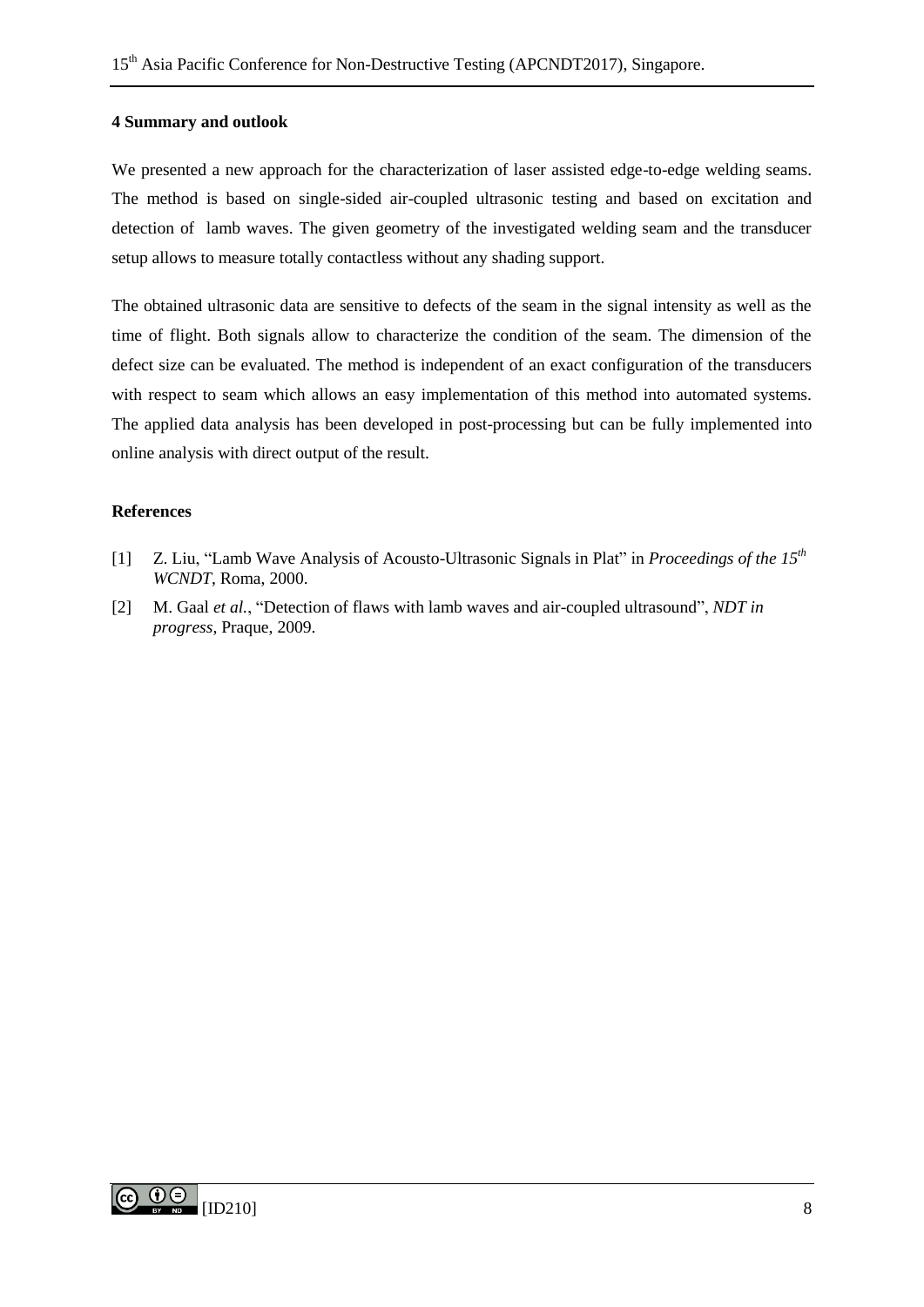## 4 Summary and outlook

We presented a new approach for the characterization of laser assisted edge-to-edge welding seams. The method is based on single-sided air-coupled ultrasonic testing and based on excitation and detection of lamb waves. The given geometry of the investigated welding seam and the transducer setup allows to measure totally contactless without any shading support.

The obtained ultrasonic data are sensitive to defects of the seam in the signal intensity as well as the time of flight. Both signals allow to characterize the condition of the seam. The dimension of the defect size can be evaluated. The method is independent of an exact configuration of the transducers with respect to seam which allows an easy implementation of this method into automated systems. The applied data analysis has been developed in post-processing but can be fully implemented into online analysis with direct output of the result.

## References

[1] Z. Liu, "Lamb Wave Analysis of Acousto-Ultrasonic Signals in Plat" in *Proceedings of the 15th WCNDT*, Roma, 2000.

[2] M. Gaal *et al.*, "Detection of flaws with lamb waves and air-coupled ultrasound", *NDT in progress*, Praque, 2009.